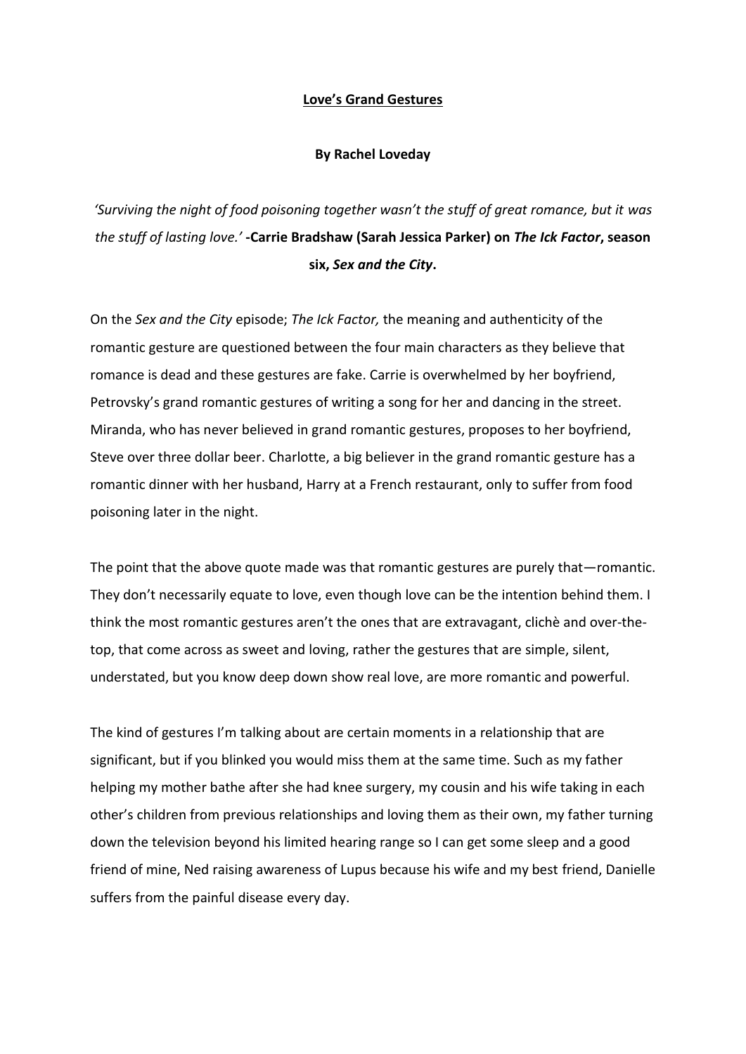# **Love's Grand Gestures**

**By Rachel Loveday**

*'Surviving the night of food poisoning together wasn't the stuff of great romance, but it was the stuff of lasting love.'* **-Carrie Bradshaw (Sarah Jessica Parker) on *The Ick Factor*, season six, *Sex and the City*.**

On the *Sex and the City* episode; *The Ick Factor,* the meaning and authenticity of the romantic gesture are questioned between the four main characters as they believe that romance is dead and these gestures are fake. Carrie is overwhelmed by her boyfriend, Petrovsky's grand romantic gestures of writing a song for her and dancing in the street. Miranda, who has never believed in grand romantic gestures, proposes to her boyfriend, Steve over three dollar beer. Charlotte, a big believer in the grand romantic gesture has a romantic dinner with her husband, Harry at a French restaurant, only to suffer from food poisoning later in the night.

The point that the above quote made was that romantic gestures are purely that—romantic. They don't necessarily equate to love, even though love can be the intention behind them. I think the most romantic gestures aren't the ones that are extravagant, clichè and over-the-top, that come across as sweet and loving, rather the gestures that are simple, silent, understated, but you know deep down show real love, are more romantic and powerful.

The kind of gestures I'm talking about are certain moments in a relationship that are significant, but if you blinked you would miss them at the same time. Such as my father helping my mother bathe after she had knee surgery, my cousin and his wife taking in each other's children from previous relationships and loving them as their own, my father turning down the television beyond his limited hearing range so I can get some sleep and a good friend of mine, Ned raising awareness of Lupus because his wife and my best friend, Danielle suffers from the painful disease every day.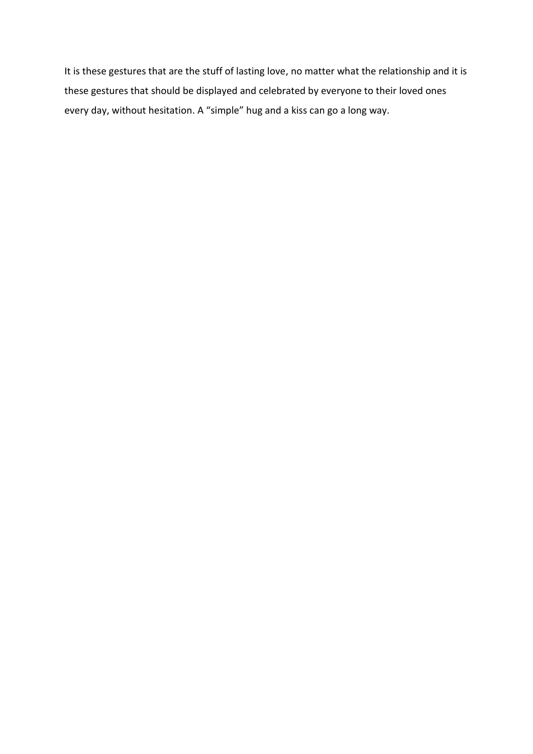It is these gestures that are the stuff of lasting love, no matter what the relationship and it is these gestures that should be displayed and celebrated by everyone to their loved ones every day, without hesitation. A “simple” hug and a kiss can go a long way.